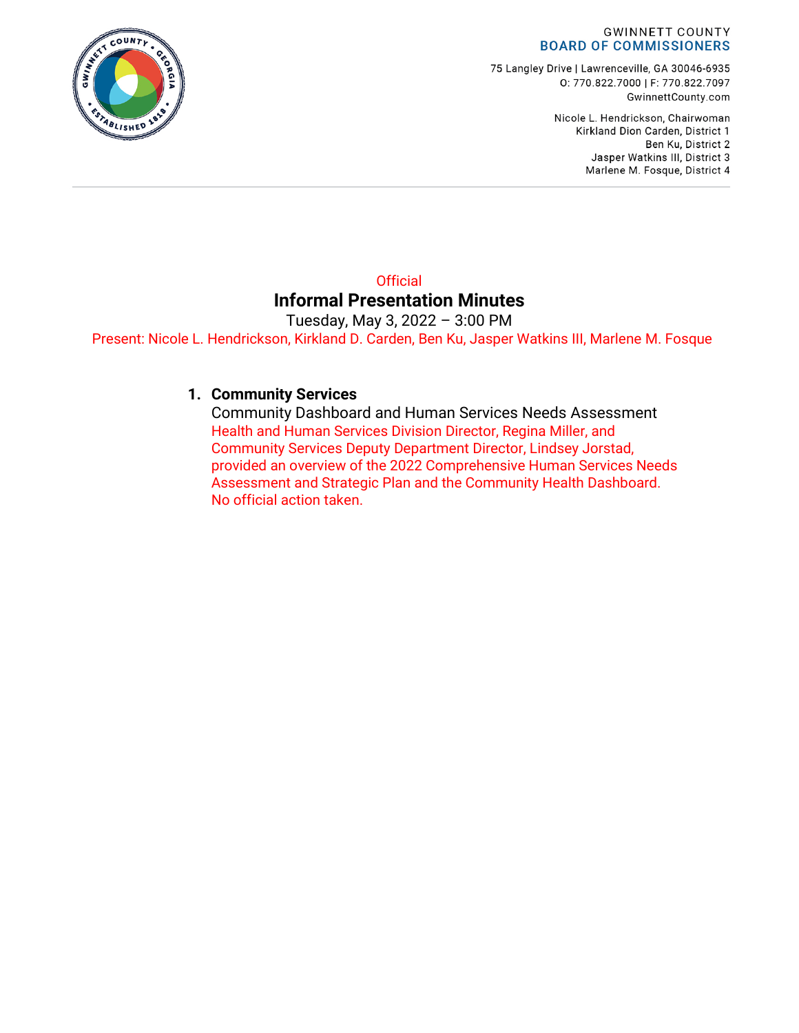GWINNETT COUNTY
**BOARD OF COMMISSIONERS**

75 Langley Drive | Lawrenceville, GA 30046-6935
O: 770.822.7000 | F: 770.822.7097
GwinnettCounty.com

Nicole L. Hendrickson, Chairwoman
Kirkland Dion Carden, District 1
Ben Ku, District 2
Jasper Watkins III, District 3
Marlene M. Fosque, District 4

---

Official

# Informal Presentation Minutes

Tuesday, May 3, 2022 – 3:00 PM

Present: Nicole L. Hendrickson, Kirkland D. Carden, Ben Ku, Jasper Watkins III, Marlene M. Fosque

1. **Community Services**
   Community Dashboard and Human Services Needs Assessment
   Health and Human Services Division Director, Regina Miller, and Community Services Deputy Department Director, Lindsey Jorstad, provided an overview of the 2022 Comprehensive Human Services Needs Assessment and Strategic Plan and the Community Health Dashboard. No official action taken.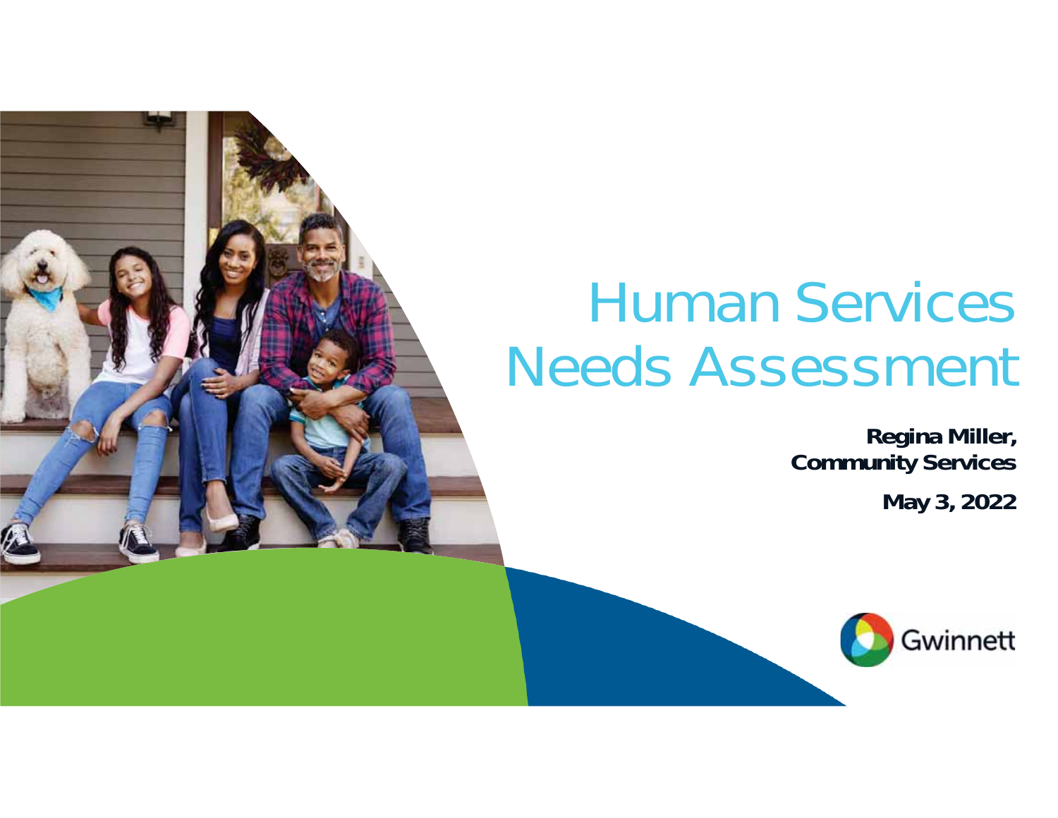# Human Services Needs Assessment

**Regina Miller, Community Services**

**May 3, 2022**

Gwinnett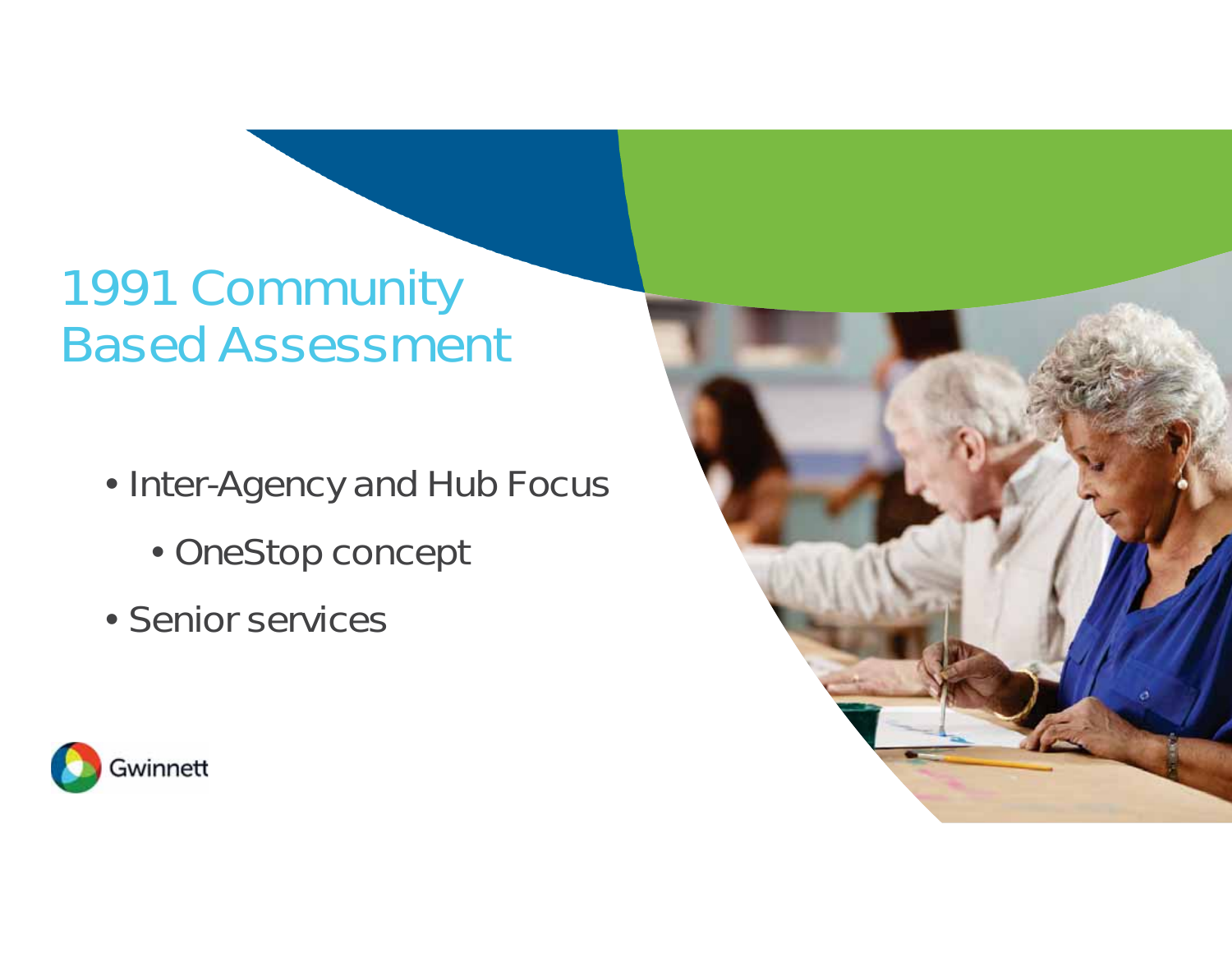# 1991 Community Based Assessment

- Inter-Agency and Hub Focus
  - OneStop concept
- Senior services

Gwinnett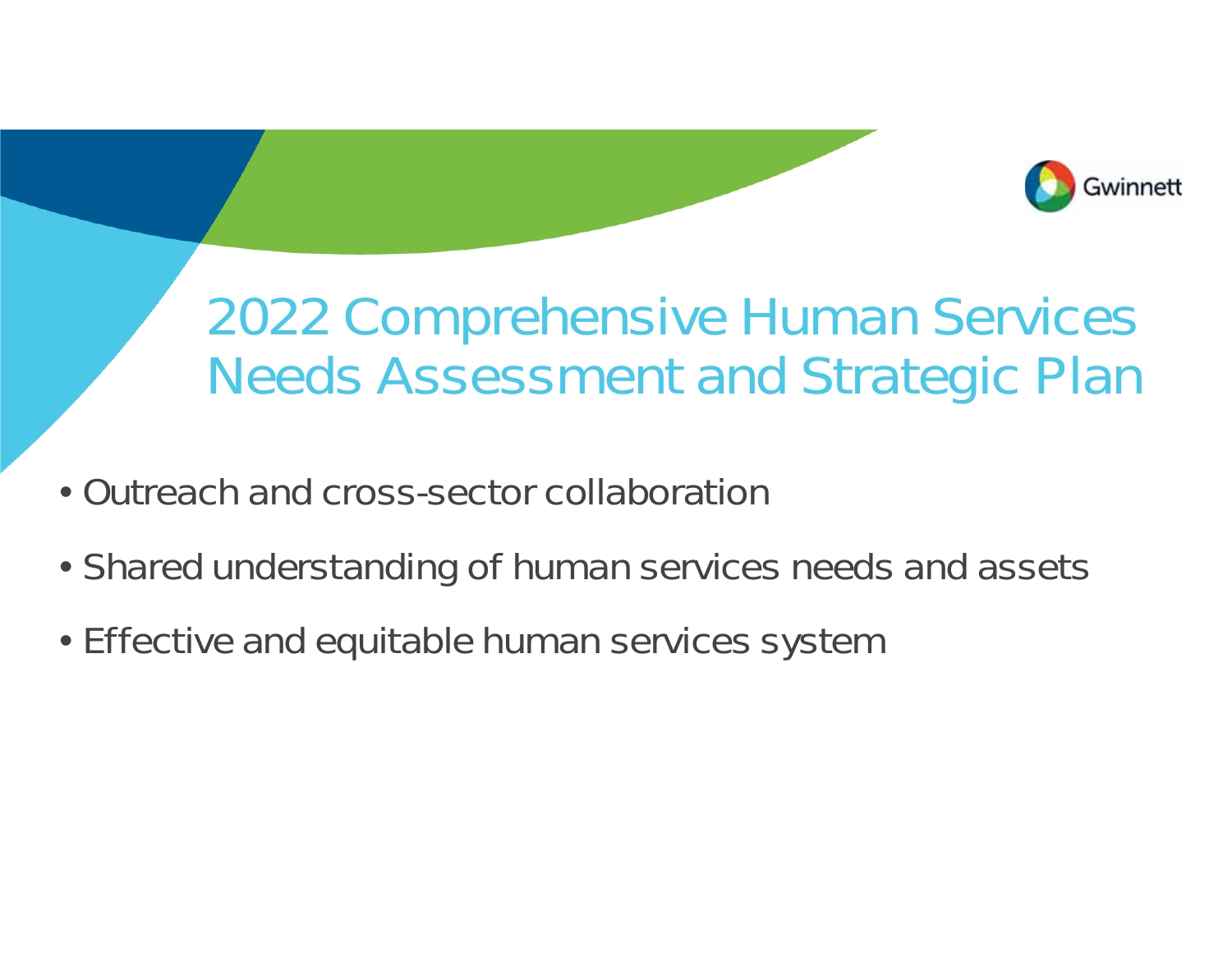# 2022 Comprehensive Human Services Needs Assessment and Strategic Plan

- Outreach and cross-sector collaboration
- Shared understanding of human services needs and assets
- Effective and equitable human services system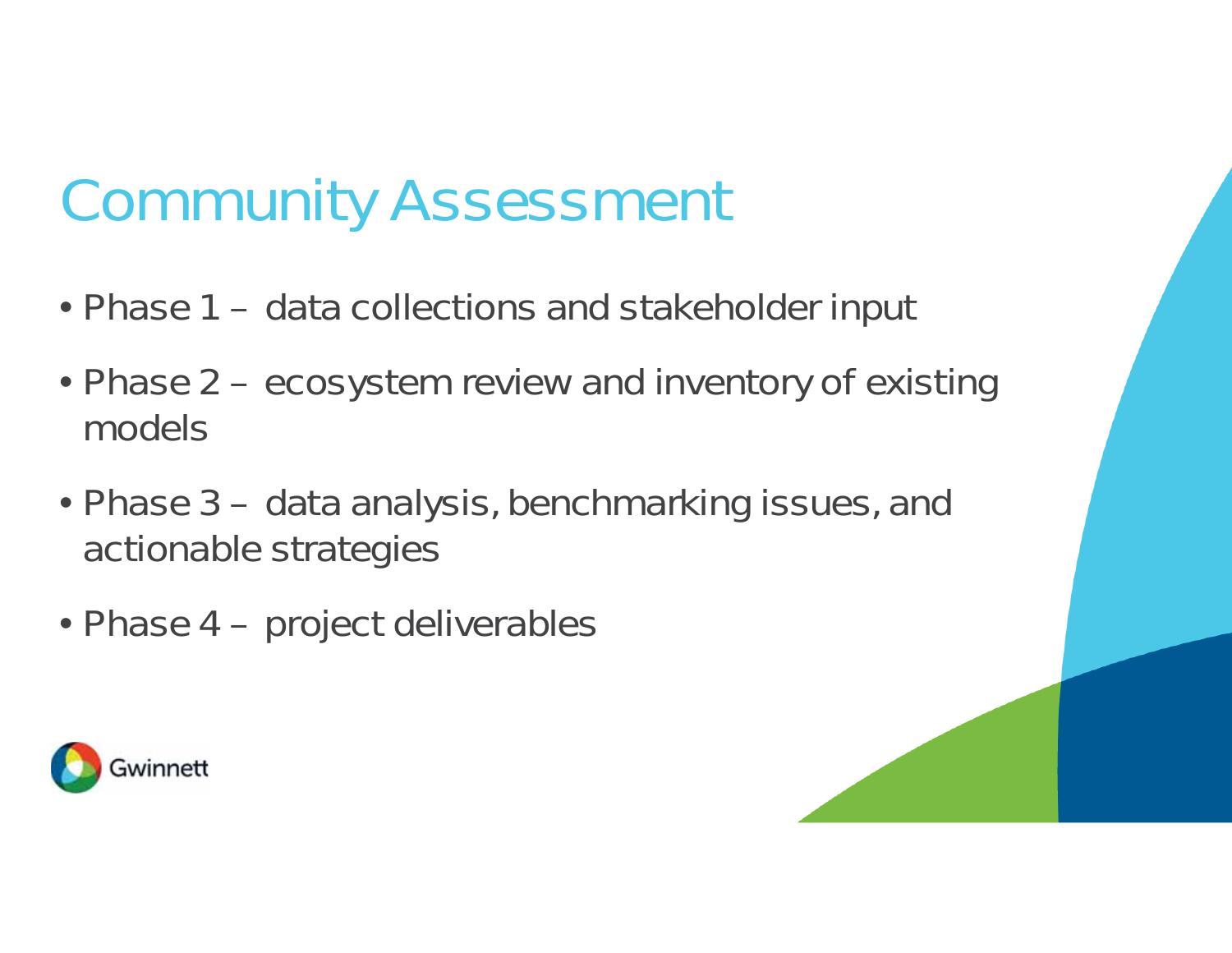# Community Assessment

- Phase 1 – data collections and stakeholder input
- Phase 2 – ecosystem review and inventory of existing models
- Phase 3 – data analysis, benchmarking issues, and actionable strategies
- Phase 4 – project deliverables

Gwinnett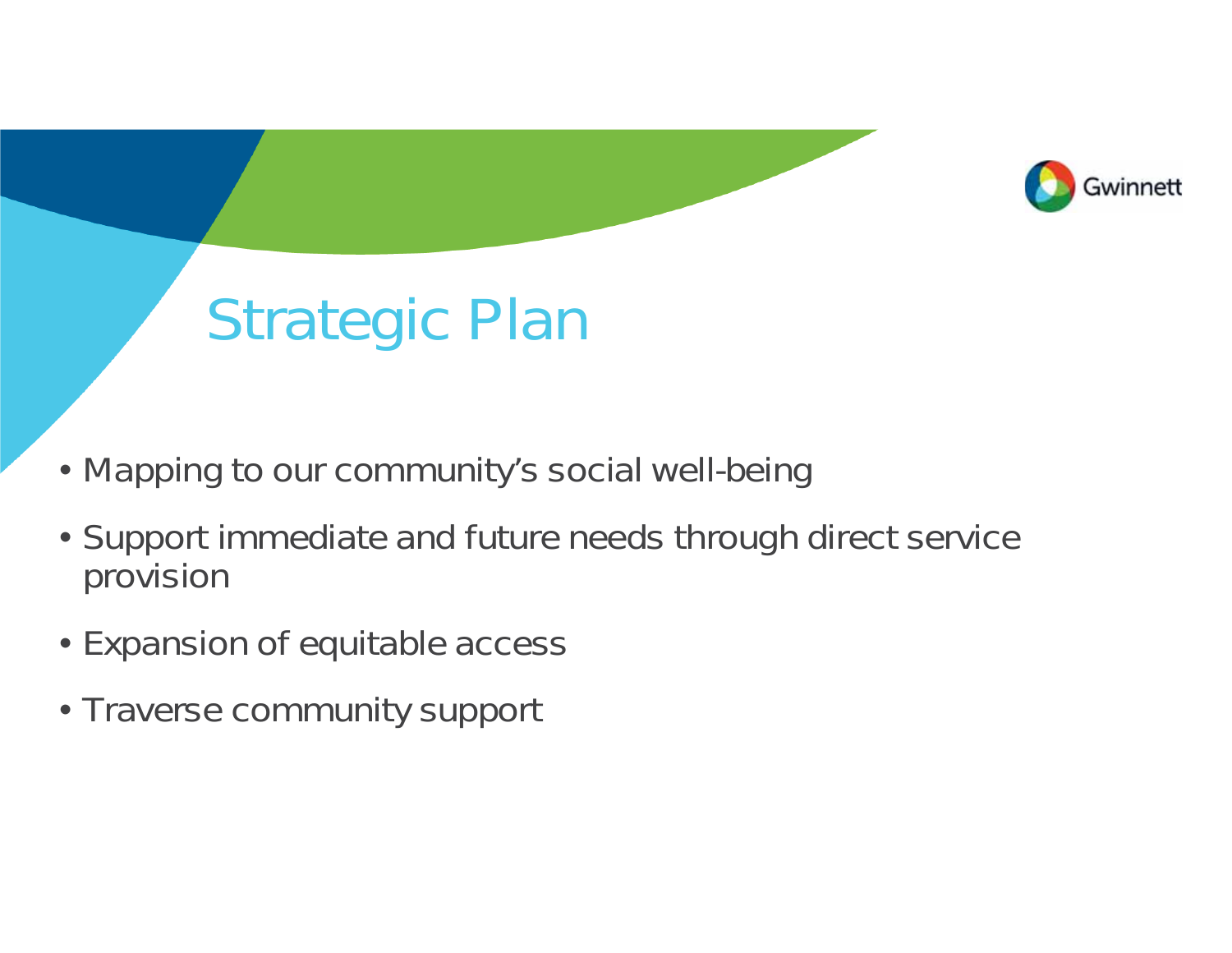# Strategic Plan

- Mapping to our community's social well-being
- Support immediate and future needs through direct service provision
- Expansion of equitable access
- Traverse community support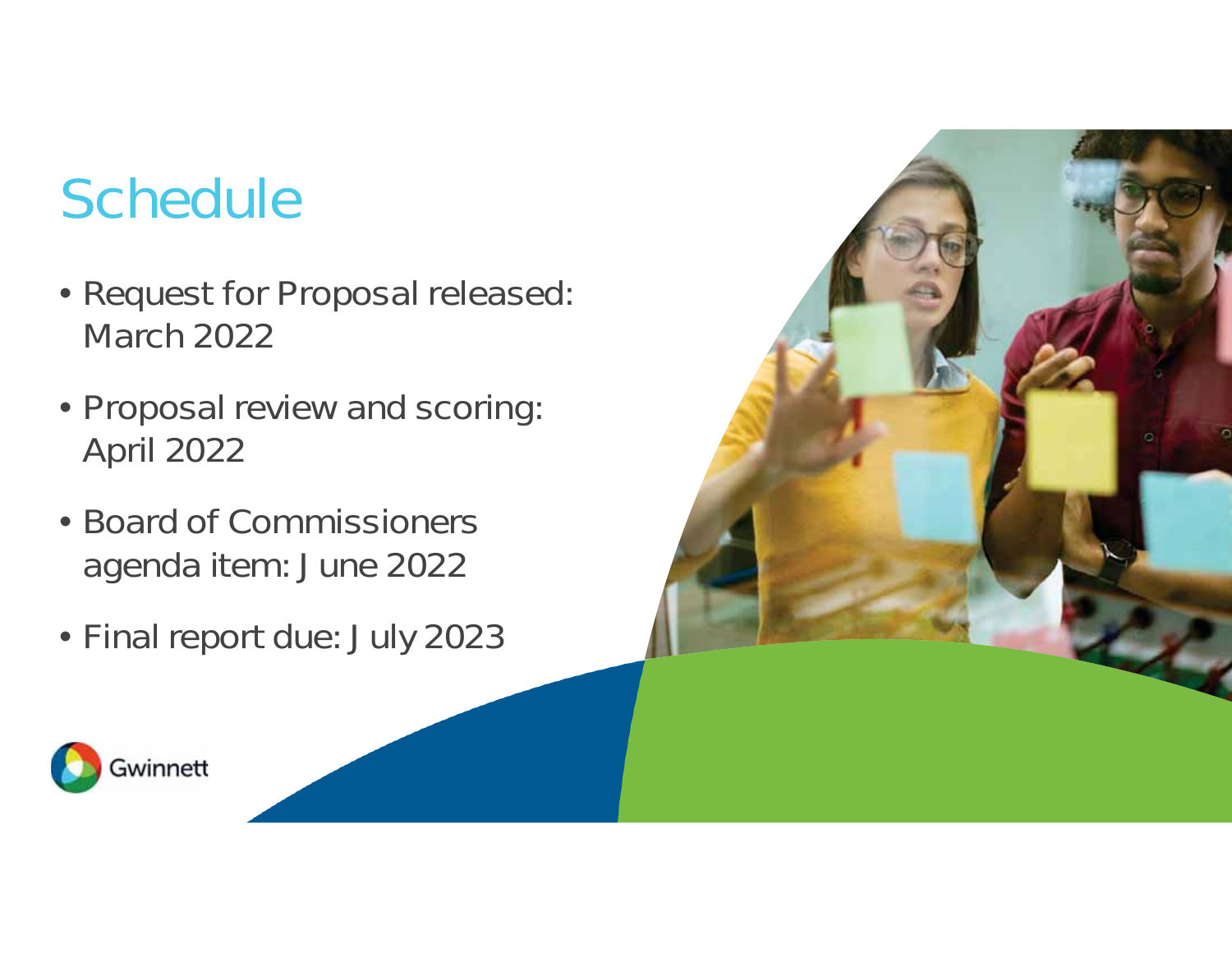# Schedule

- Request for Proposal released: March 2022
- Proposal review and scoring: April 2022
- Board of Commissioners agenda item: June 2022
- Final report due: July 2023

Gwinnett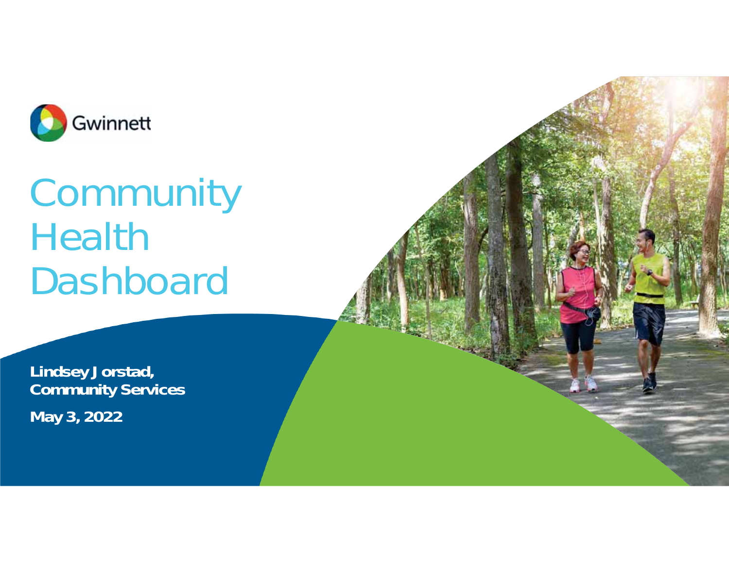Gwinnett

# Community Health Dashboard

**Lindsey Jorstad,**
**Community Services**

**May 3, 2022**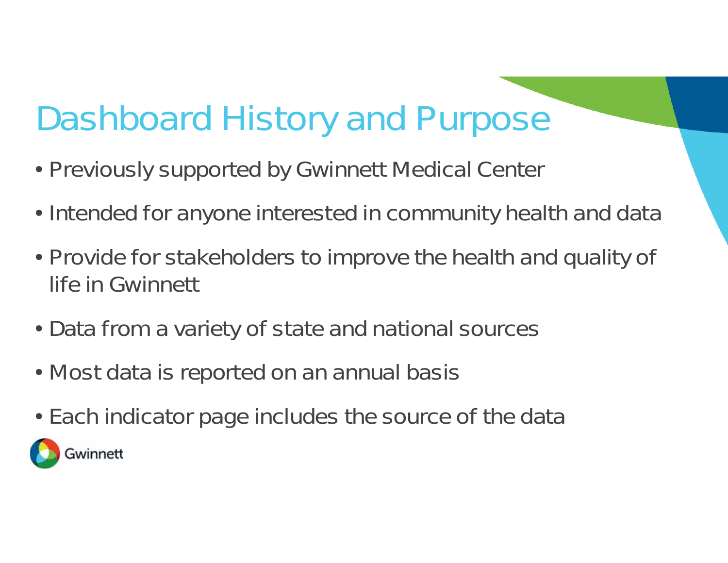# Dashboard History and Purpose

- Previously supported by Gwinnett Medical Center
- Intended for anyone interested in community health and data
- Provide for stakeholders to improve the health and quality of life in Gwinnett
- Data from a variety of state and national sources
- Most data is reported on an annual basis
- Each indicator page includes the source of the data

Gwinnett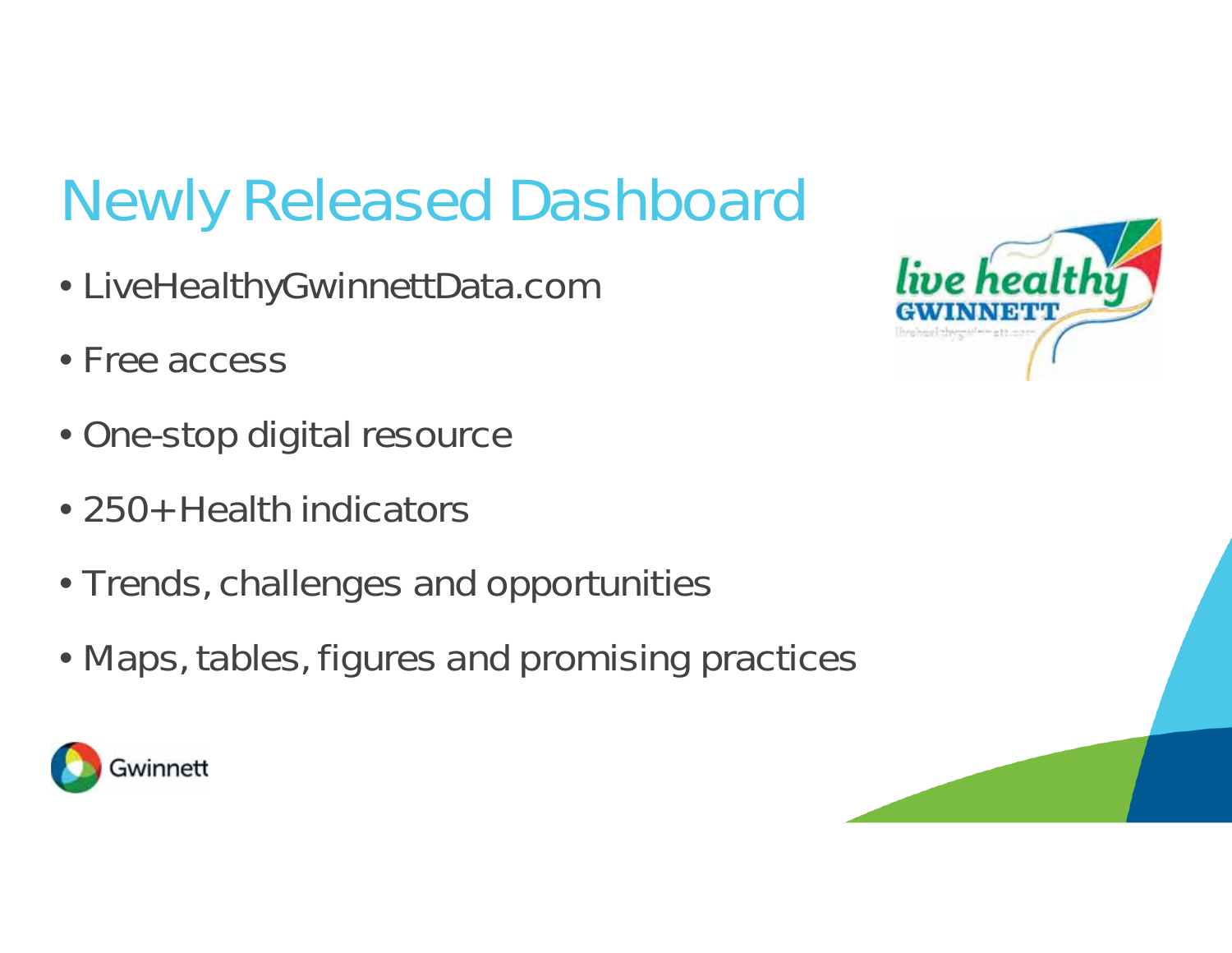# Newly Released Dashboard

- LiveHealthyGwinnettData.com
- Free access
- One-stop digital resource
- 250+ Health indicators
- Trends, challenges and opportunities
- Maps, tables, figures and promising practices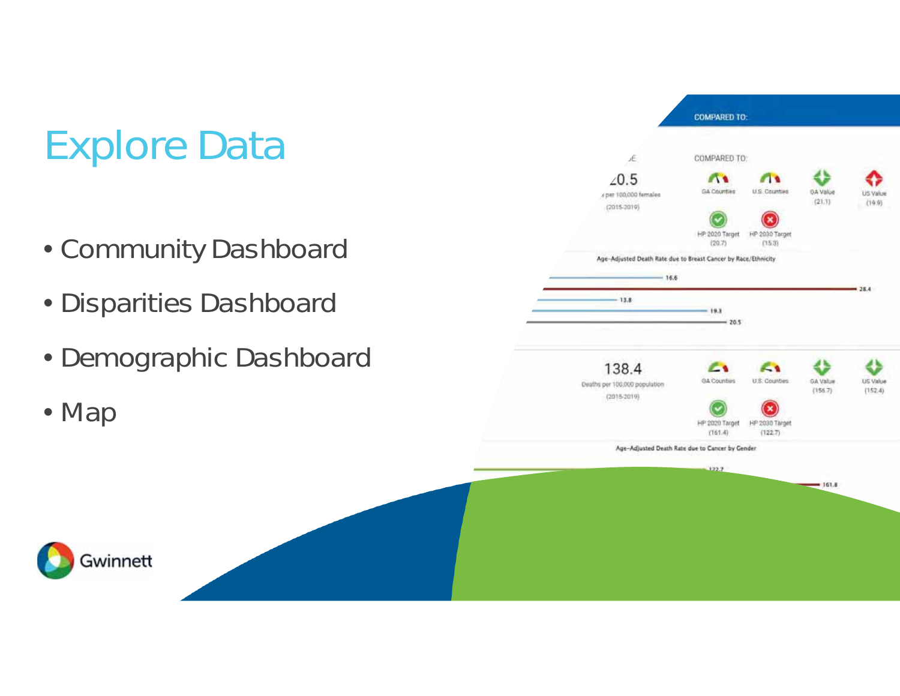# Explore Data

- Community Dashboard
- Disparities Dashboard
- Demographic Dashboard
- Map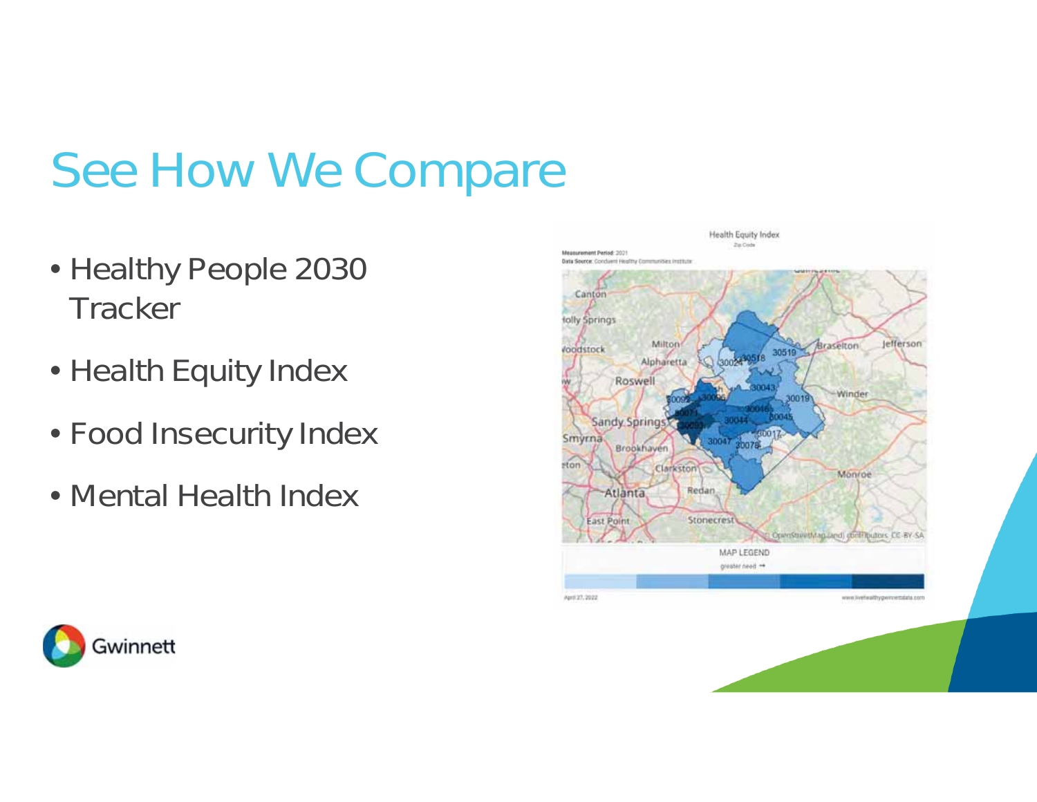# See How We Compare

- Healthy People 2030 Tracker
- Health Equity Index
- Food Insecurity Index
- Mental Health Index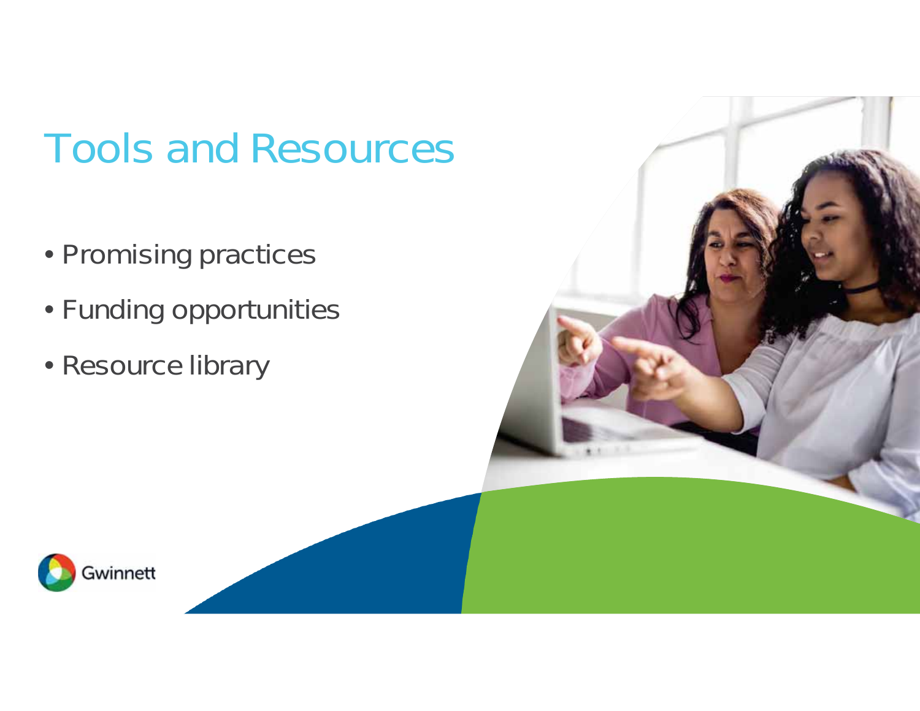# Tools and Resources

- Promising practices
- Funding opportunities
- Resource library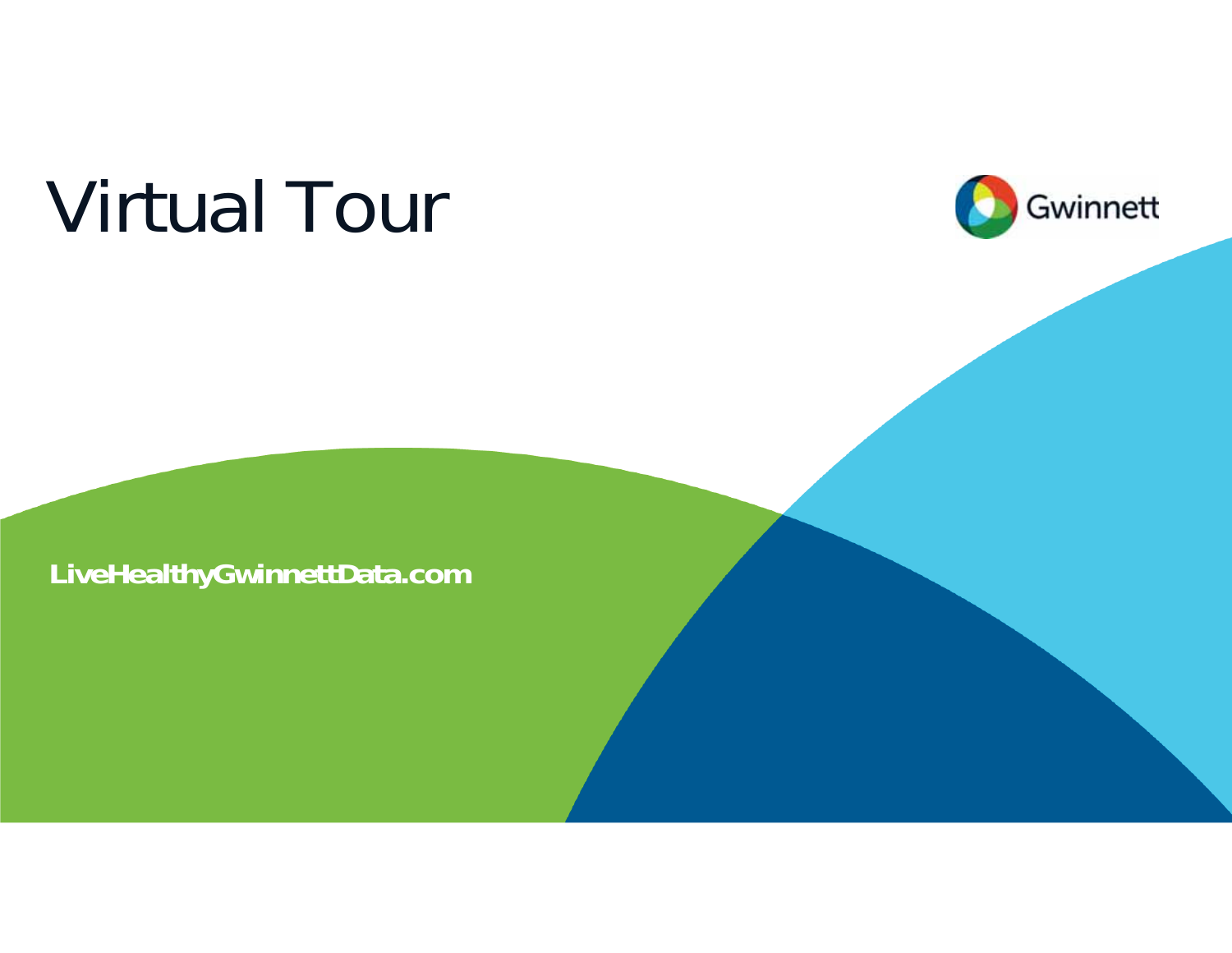# Virtual Tour

Gwinnett

**LiveHealthyGwinnettData.com**